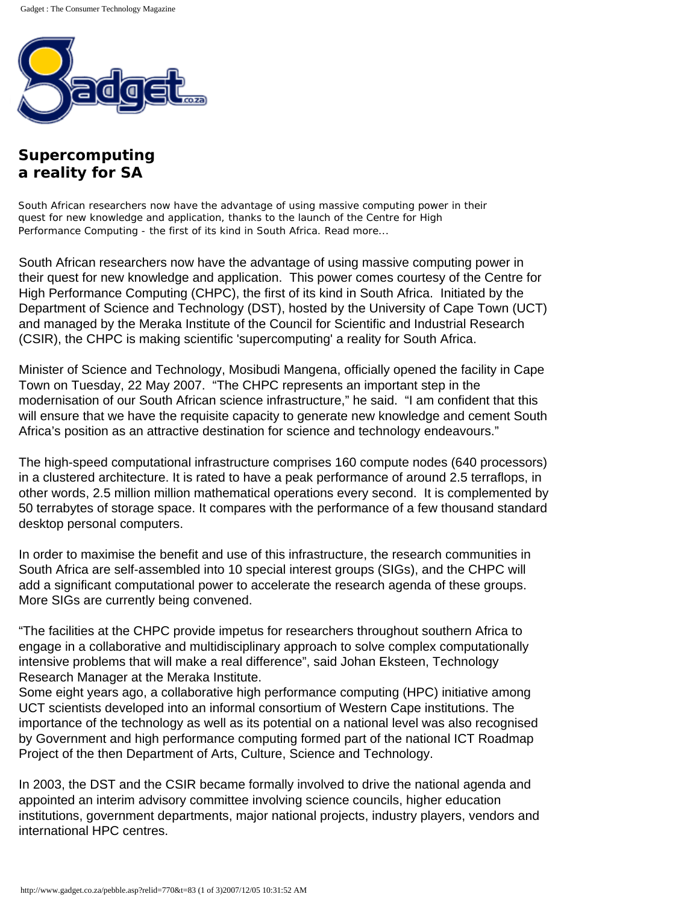# Supercomputing a reality for SA

*South African researchers now have the advantage of using massive computing power in their quest for new knowledge and application, thanks to the launch of the Centre for High Performance Computing - the first of its kind in South Africa. Read more...*

South African researchers now have the advantage of using massive computing power in their quest for new knowledge and application. This power comes courtesy of the Centre for High Performance Computing (CHPC), the first of its kind in South Africa. Initiated by the Department of Science and Technology (DST), hosted by the University of Cape Town (UCT) and managed by the Meraka Institute of the Council for Scientific and Industrial Research (CSIR), the CHPC is making scientific 'supercomputing' a reality for South Africa.

Minister of Science and Technology, Mosibudi Mangena, officially opened the facility in Cape Town on Tuesday, 22 May 2007. "The CHPC represents an important step in the modernisation of our South African science infrastructure," he said. "I am confident that this will ensure that we have the requisite capacity to generate new knowledge and cement South Africa's position as an attractive destination for science and technology endeavours."

The high-speed computational infrastructure comprises 160 compute nodes (640 processors) in a clustered architecture. It is rated to have a peak performance of around 2.5 terraflops, in other words, 2.5 million million mathematical operations every second. It is complemented by 50 terrabytes of storage space. It compares with the performance of a few thousand standard desktop personal computers.

In order to maximise the benefit and use of this infrastructure, the research communities in South Africa are self-assembled into 10 special interest groups (SIGs), and the CHPC will add a significant computational power to accelerate the research agenda of these groups. More SIGs are currently being convened.

"The facilities at the CHPC provide impetus for researchers throughout southern Africa to engage in a collaborative and multidisciplinary approach to solve complex computationally intensive problems that will make a real difference", said Johan Eksteen, Technology Research Manager at the Meraka Institute.

Some eight years ago, a collaborative high performance computing (HPC) initiative among UCT scientists developed into an informal consortium of Western Cape institutions. The importance of the technology as well as its potential on a national level was also recognised by Government and high performance computing formed part of the national ICT Roadmap Project of the then Department of Arts, Culture, Science and Technology.

In 2003, the DST and the CSIR became formally involved to drive the national agenda and appointed an interim advisory committee involving science councils, higher education institutions, government departments, major national projects, industry players, vendors and international HPC centres.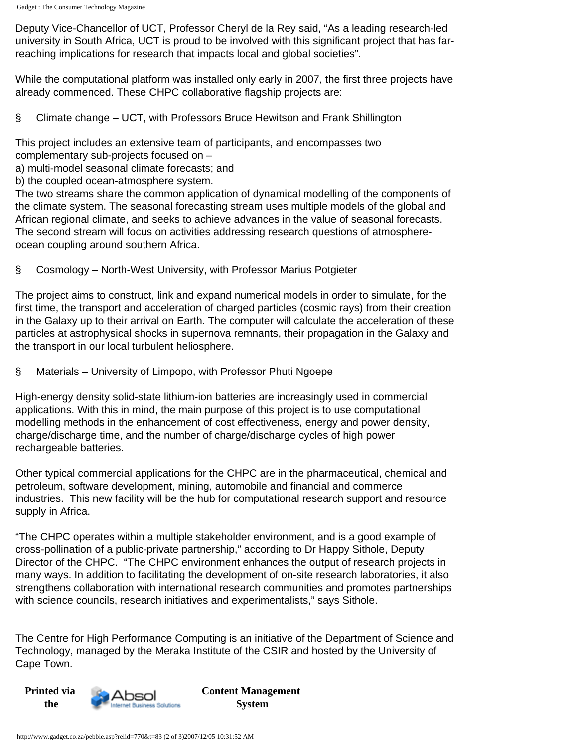Deputy Vice-Chancellor of UCT, Professor Cheryl de la Rey said, “As a leading research-led university in South Africa, UCT is proud to be involved with this significant project that has far-reaching implications for research that impacts local and global societies”.

While the computational platform was installed only early in 2007, the first three projects have already commenced. These CHPC collaborative flagship projects are:

§ Climate change – UCT, with Professors Bruce Hewitson and Frank Shillington

This project includes an extensive team of participants, and encompasses two complementary sub-projects focused on –
a) multi-model seasonal climate forecasts; and
b) the coupled ocean-atmosphere system.
The two streams share the common application of dynamical modelling of the components of the climate system. The seasonal forecasting stream uses multiple models of the global and African regional climate, and seeks to achieve advances in the value of seasonal forecasts. The second stream will focus on activities addressing research questions of atmosphere-ocean coupling around southern Africa.

§ Cosmology – North-West University, with Professor Marius Potgieter

The project aims to construct, link and expand numerical models in order to simulate, for the first time, the transport and acceleration of charged particles (cosmic rays) from their creation in the Galaxy up to their arrival on Earth. The computer will calculate the acceleration of these particles at astrophysical shocks in supernova remnants, their propagation in the Galaxy and the transport in our local turbulent heliosphere.

§ Materials – University of Limpopo, with Professor Phuti Ngoepe

High-energy density solid-state lithium-ion batteries are increasingly used in commercial applications. With this in mind, the main purpose of this project is to use computational modelling methods in the enhancement of cost effectiveness, energy and power density, charge/discharge time, and the number of charge/discharge cycles of high power rechargeable batteries.

Other typical commercial applications for the CHPC are in the pharmaceutical, chemical and petroleum, software development, mining, automobile and financial and commerce industries. This new facility will be the hub for computational research support and resource supply in Africa.

“The CHPC operates within a multiple stakeholder environment, and is a good example of cross-pollination of a public-private partnership,” according to Dr Happy Sithole, Deputy Director of the CHPC. “The CHPC environment enhances the output of research projects in many ways. In addition to facilitating the development of on-site research laboratories, it also strengthens collaboration with international research communities and promotes partnerships with science councils, research initiatives and experimentalists,” says Sithole.

The Centre for High Performance Computing is an initiative of the Department of Science and Technology, managed by the Meraka Institute of the CSIR and hosted by the University of Cape Town.

**Printed via the** Absol Internet Business Solutions **Content Management System**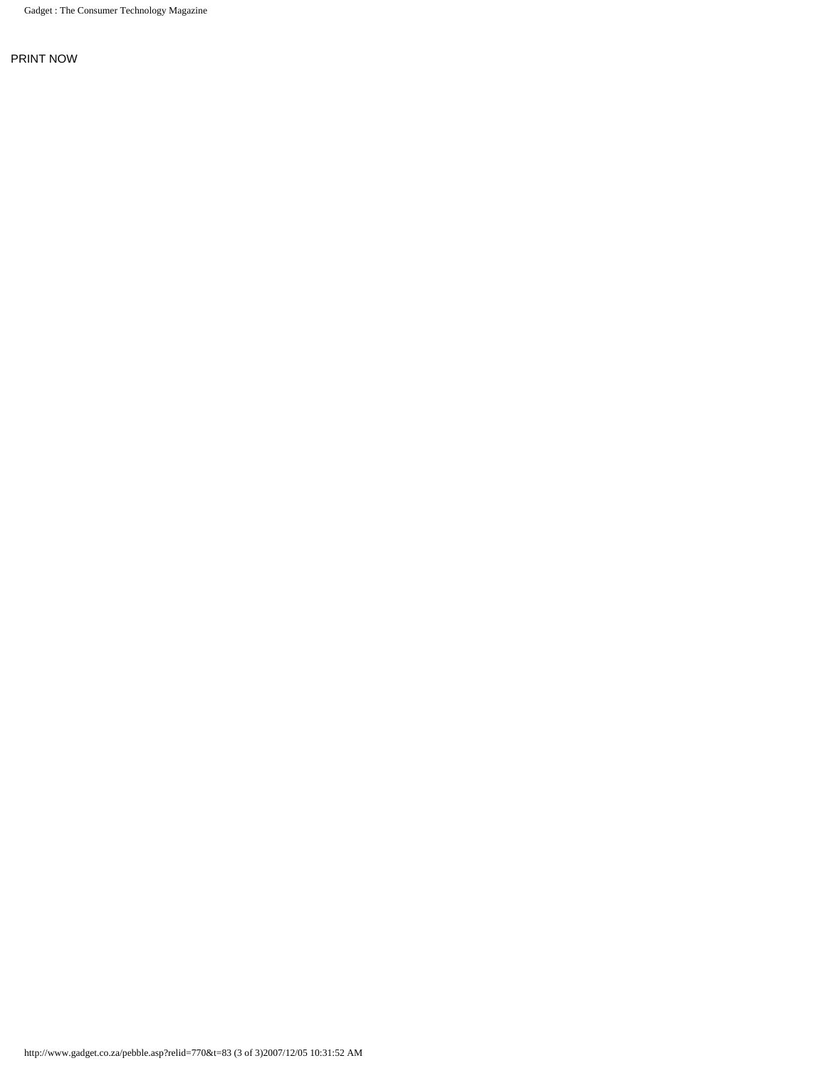PRINT NOW